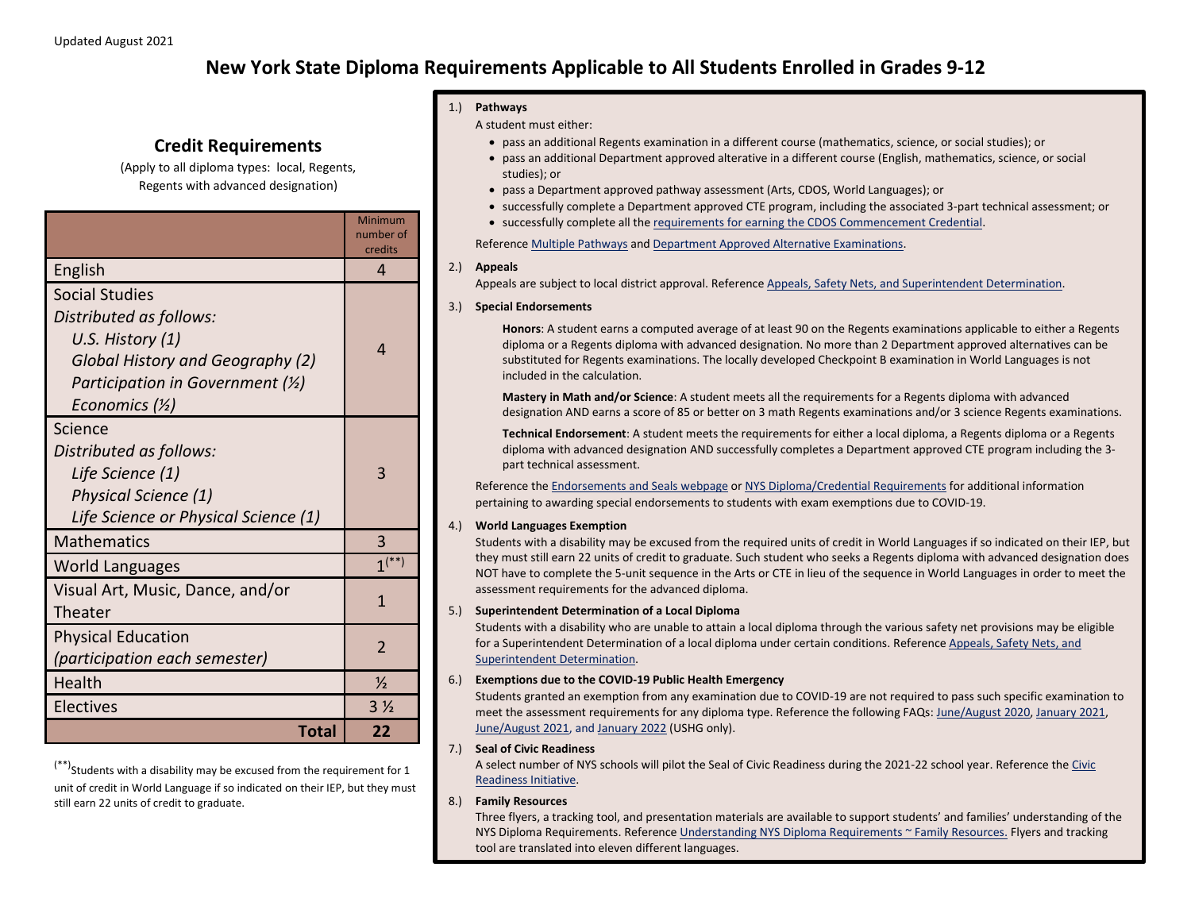Updated August 2021

# New York State Diploma Requirements Applicable to All Students Enrolled in Grades 9-12

## Credit Requirements

(Apply to all diploma types: local, Regents, Regents with advanced designation)

| | Minimum number of credits |
|---|---|
| English | 4 |
| Social Studies<br>*Distributed as follows:*<br>*U.S. History (1)*<br>*Global History and Geography (2)*<br>*Participation in Government (½)*<br>*Economics (½)* | 4 |
| Science<br>*Distributed as follows:*<br>*Life Science (1)*<br>*Physical Science (1)*<br>*Life Science or Physical Science (1)* | 3 |
| Mathematics | 3 |
| World Languages | 1(**) |
| Visual Art, Music, Dance, and/or Theater | 1 |
| Physical Education<br>*(participation each semester)* | 2 |
| Health | ½ |
| Electives | 3 ½ |
| **Total** | **22** |

(**)Students with a disability may be excused from the requirement for 1 unit of credit in World Language if so indicated on their IEP, but they must still earn 22 units of credit to graduate.

1.) **Pathways**

A student must either:

- pass an additional Regents examination in a different course (mathematics, science, or social studies); or
- pass an additional Department approved alterative in a different course (English, mathematics, science, or social studies); or
- pass a Department approved pathway assessment (Arts, CDOS, World Languages); or
- successfully complete a Department approved CTE program, including the associated 3-part technical assessment; or
- successfully complete all the requirements for earning the CDOS Commencement Credential.

Reference Multiple Pathways and Department Approved Alternative Examinations.

2.) **Appeals**

Appeals are subject to local district approval. Reference Appeals, Safety Nets, and Superintendent Determination.

3.) **Special Endorsements**

**Honors**: A student earns a computed average of at least 90 on the Regents examinations applicable to either a Regents diploma or a Regents diploma with advanced designation. No more than 2 Department approved alternatives can be substituted for Regents examinations. The locally developed Checkpoint B examination in World Languages is not included in the calculation.

**Mastery in Math and/or Science**: A student meets all the requirements for a Regents diploma with advanced designation AND earns a score of 85 or better on 3 math Regents examinations and/or 3 science Regents examinations.

**Technical Endorsement**: A student meets the requirements for either a local diploma, a Regents diploma or a Regents diploma with advanced designation AND successfully completes a Department approved CTE program including the 3-part technical assessment.

Reference the Endorsements and Seals webpage or NYS Diploma/Credential Requirements for additional information pertaining to awarding special endorsements to students with exam exemptions due to COVID-19.

4.) **World Languages Exemption**

Students with a disability may be excused from the required units of credit in World Languages if so indicated on their IEP, but they must still earn 22 units of credit to graduate. Such student who seeks a Regents diploma with advanced designation does NOT have to complete the 5-unit sequence in the Arts or CTE in lieu of the sequence in World Languages in order to meet the assessment requirements for the advanced diploma.

5.) **Superintendent Determination of a Local Diploma**

Students with a disability who are unable to attain a local diploma through the various safety net provisions may be eligible for a Superintendent Determination of a local diploma under certain conditions. Reference Appeals, Safety Nets, and Superintendent Determination.

6.) **Exemptions due to the COVID-19 Public Health Emergency**

Students granted an exemption from any examination due to COVID-19 are not required to pass such specific examination to meet the assessment requirements for any diploma type. Reference the following FAQs: June/August 2020, January 2021, June/August 2021, and January 2022 (USHG only).

7.) **Seal of Civic Readiness**

A select number of NYS schools will pilot the Seal of Civic Readiness during the 2021-22 school year. Reference the Civic Readiness Initiative.

8.) **Family Resources**

Three flyers, a tracking tool, and presentation materials are available to support students' and families' understanding of the NYS Diploma Requirements. Reference Understanding NYS Diploma Requirements ~ Family Resources. Flyers and tracking tool are translated into eleven different languages.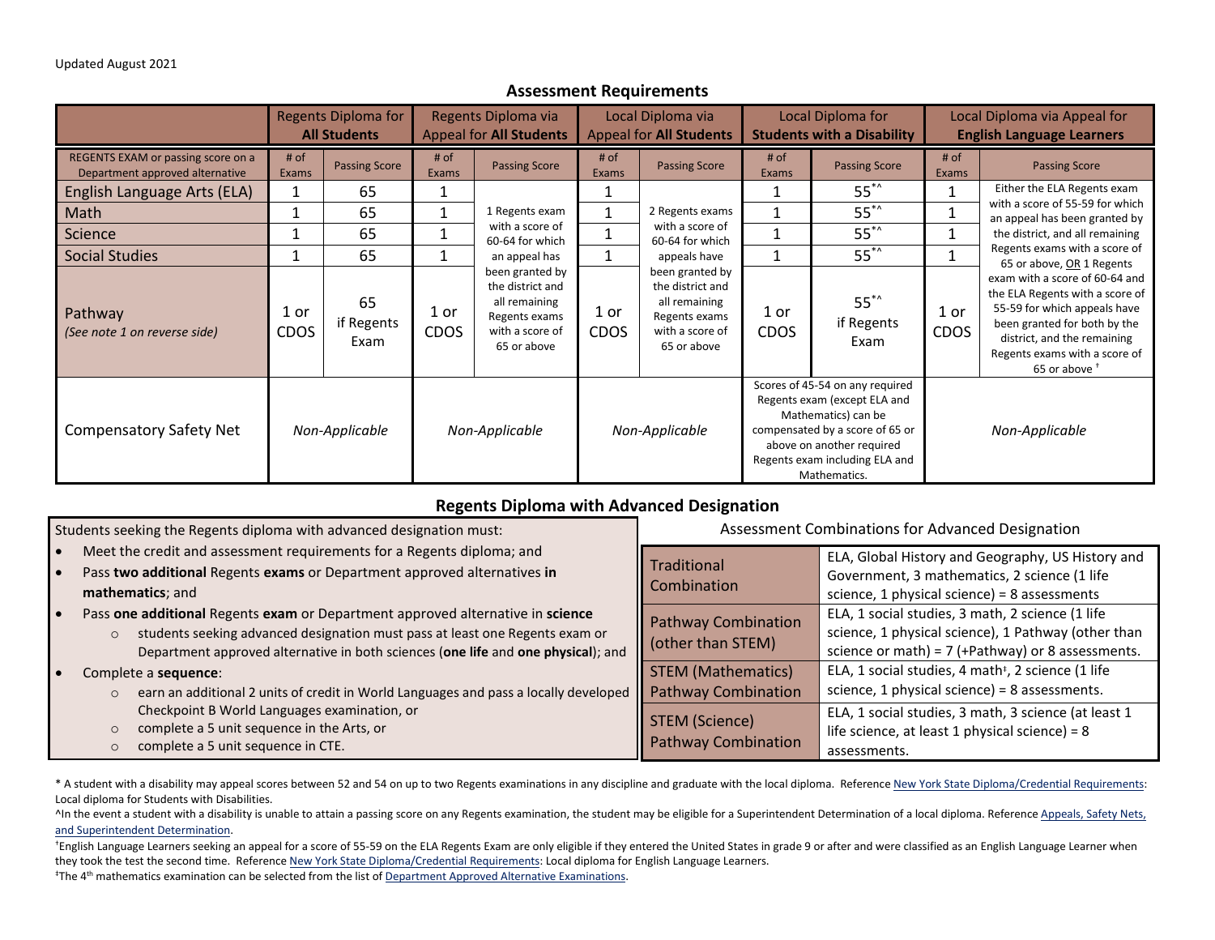Updated August 2021

## Assessment Requirements

| | Regents Diploma for **All Students** | | Regents Diploma via Appeal for **All Students** | | Local Diploma via Appeal for **All Students** | | Local Diploma for **Students with a Disability** | | Local Diploma via Appeal for **English Language Learners** | |
|---|---|---|---|---|---|---|---|---|---|---|
| REGENTS EXAM or passing score on a Department approved alternative | # of Exams | Passing Score | # of Exams | Passing Score | # of Exams | Passing Score | # of Exams | Passing Score | # of Exams | Passing Score |
| English Language Arts (ELA) | 1 | 65 | 1 | 1 Regents exam with a score of 60-64 for which an appeal has been granted by the district and all remaining Regents exams with a score of 65 or above | 1 | 2 Regents exams with a score of 60-64 for which appeals have been granted by the district and all remaining Regents exams with a score of 65 or above | 1 | 55*^ | 1 | Either the ELA Regents exam with a score of 55-59 for which an appeal has been granted by the district, and all remaining Regents exams with a score of 65 or above, OR 1 Regents exam with a score of 60-64 and the ELA Regents with a score of 55-59 for which appeals have been granted for both by the district, and the remaining Regents exams with a score of 65 or above † |
| Math | 1 | 65 | 1 | | 1 | | 1 | 55*^ | 1 | |
| Science | 1 | 65 | 1 | | 1 | | 1 | 55*^ | 1 | |
| Social Studies | 1 | 65 | 1 | | 1 | | 1 | 55*^ | 1 | |
| Pathway *(See note 1 on reverse side)* | 1 or CDOS | 65 if Regents Exam | 1 or CDOS | | 1 or CDOS | | 1 or CDOS | 55*^ if Regents Exam | 1 or CDOS | |
| Compensatory Safety Net | *Non-Applicable* | | *Non-Applicable* | | *Non-Applicable* | | Scores of 45-54 on any required Regents exam (except ELA and Mathematics) can be compensated by a score of 65 or above on another required Regents exam including ELA and Mathematics. | | *Non-Applicable* | |

## Regents Diploma with Advanced Designation

Students seeking the Regents diploma with advanced designation must:

- Meet the credit and assessment requirements for a Regents diploma; and
- Pass **two additional** Regents **exams** or Department approved alternatives **in mathematics**; and
- Pass **one additional** Regents **exam** or Department approved alternative in **science**
  - students seeking advanced designation must pass at least one Regents exam or Department approved alternative in both sciences (**one life** and **one physical**); and
- Complete a **sequence**:
  - earn an additional 2 units of credit in World Languages and pass a locally developed Checkpoint B World Languages examination, or
  - complete a 5 unit sequence in the Arts, or
  - complete a 5 unit sequence in CTE.

Assessment Combinations for Advanced Designation

| | |
|---|---|
| Traditional Combination | ELA, Global History and Geography, US History and Government, 3 mathematics, 2 science (1 life science, 1 physical science) = 8 assessments |
| Pathway Combination (other than STEM) | ELA, 1 social studies, 3 math, 2 science (1 life science, 1 physical science), 1 Pathway (other than science or math) = 7 (+Pathway) or 8 assessments. |
| STEM (Mathematics) Pathway Combination | ELA, 1 social studies, 4 math‡, 2 science (1 life science, 1 physical science) = 8 assessments. |
| STEM (Science) Pathway Combination | ELA, 1 social studies, 3 math, 3 science (at least 1 life science, at least 1 physical science) = 8 assessments. |

\* A student with a disability may appeal scores between 52 and 54 on up to two Regents examinations in any discipline and graduate with the local diploma. Reference New York State Diploma/Credential Requirements: Local diploma for Students with Disabilities.

^In the event a student with a disability is unable to attain a passing score on any Regents examination, the student may be eligible for a Superintendent Determination of a local diploma. Reference Appeals, Safety Nets, and Superintendent Determination.

†English Language Learners seeking an appeal for a score of 55-59 on the ELA Regents Exam are only eligible if they entered the United States in grade 9 or after and were classified as an English Language Learner when they took the test the second time. Reference New York State Diploma/Credential Requirements: Local diploma for English Language Learners.

‡The 4th mathematics examination can be selected from the list of Department Approved Alternative Examinations.